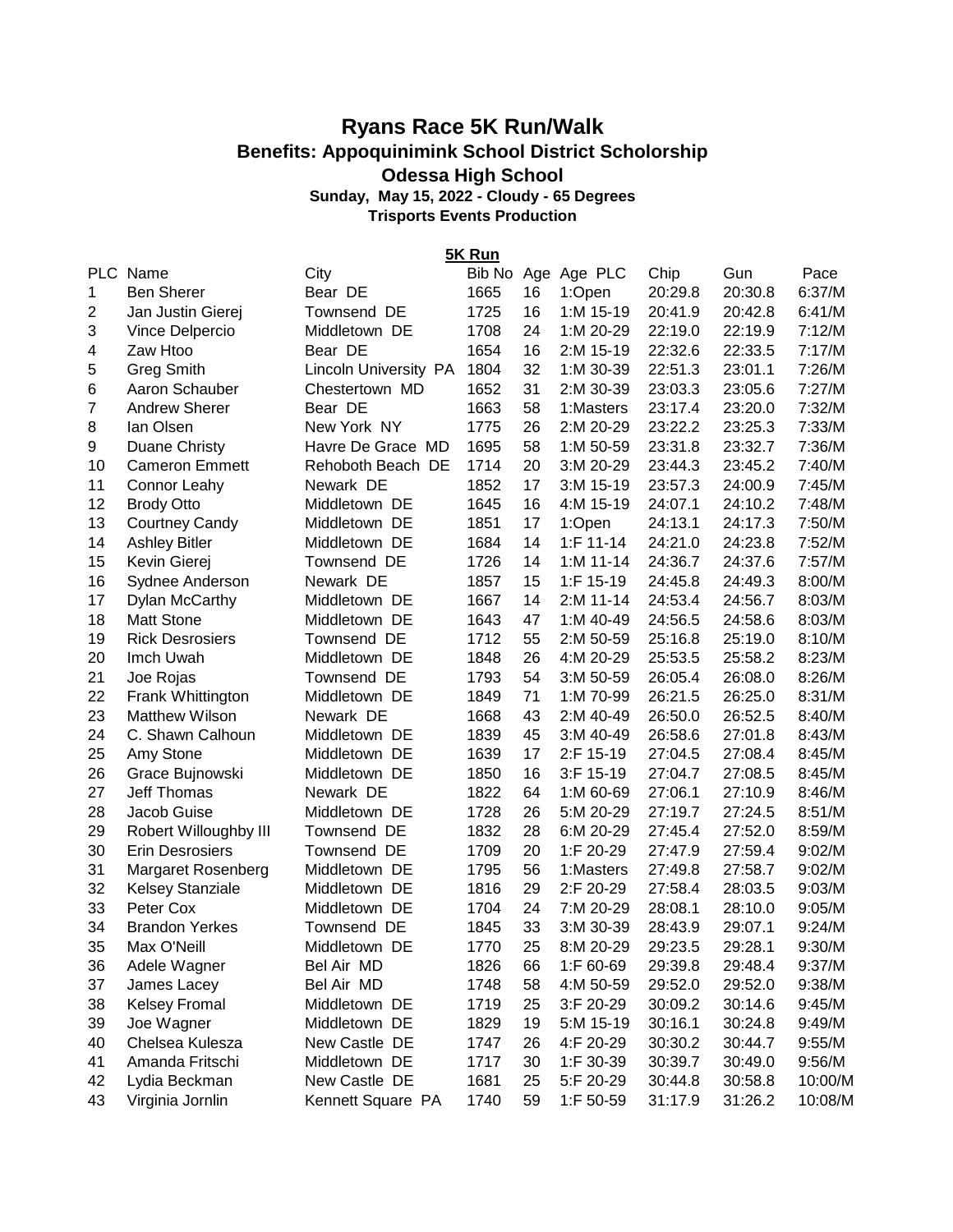# Ryans Race 5K Run/Walk

## Benefits: Appoquinimink School District Scholorship

## Odessa High School

**Sunday, May 15, 2022 - Cloudy - 65 Degrees**

**Trisports Events Production**

### 5K Run

| PLC | Name | City | Bib No | Age | Age PLC | Chip | Gun | Pace |
|---|---|---|---|---|---|---|---|---|
| 1 | Ben Sherer | Bear DE | 1665 | 16 | 1:Open | 20:29.8 | 20:30.8 | 6:37/M |
| 2 | Jan Justin Gierej | Townsend DE | 1725 | 16 | 1:M 15-19 | 20:41.9 | 20:42.8 | 6:41/M |
| 3 | Vince Delpercio | Middletown DE | 1708 | 24 | 1:M 20-29 | 22:19.0 | 22:19.9 | 7:12/M |
| 4 | Zaw Htoo | Bear DE | 1654 | 16 | 2:M 15-19 | 22:32.6 | 22:33.5 | 7:17/M |
| 5 | Greg Smith | Lincoln University PA | 1804 | 32 | 1:M 30-39 | 22:51.3 | 23:01.1 | 7:26/M |
| 6 | Aaron Schauber | Chestertown MD | 1652 | 31 | 2:M 30-39 | 23:03.3 | 23:05.6 | 7:27/M |
| 7 | Andrew Sherer | Bear DE | 1663 | 58 | 1:Masters | 23:17.4 | 23:20.0 | 7:32/M |
| 8 | Ian Olsen | New York NY | 1775 | 26 | 2:M 20-29 | 23:22.2 | 23:25.3 | 7:33/M |
| 9 | Duane Christy | Havre De Grace MD | 1695 | 58 | 1:M 50-59 | 23:31.8 | 23:32.7 | 7:36/M |
| 10 | Cameron Emmett | Rehoboth Beach DE | 1714 | 20 | 3:M 20-29 | 23:44.3 | 23:45.2 | 7:40/M |
| 11 | Connor Leahy | Newark DE | 1852 | 17 | 3:M 15-19 | 23:57.3 | 24:00.9 | 7:45/M |
| 12 | Brody Otto | Middletown DE | 1645 | 16 | 4:M 15-19 | 24:07.1 | 24:10.2 | 7:48/M |
| 13 | Courtney Candy | Middletown DE | 1851 | 17 | 1:Open | 24:13.1 | 24:17.3 | 7:50/M |
| 14 | Ashley Bitler | Middletown DE | 1684 | 14 | 1:F 11-14 | 24:21.0 | 24:23.8 | 7:52/M |
| 15 | Kevin Gierej | Townsend DE | 1726 | 14 | 1:M 11-14 | 24:36.7 | 24:37.6 | 7:57/M |
| 16 | Sydnee Anderson | Newark DE | 1857 | 15 | 1:F 15-19 | 24:45.8 | 24:49.3 | 8:00/M |
| 17 | Dylan McCarthy | Middletown DE | 1667 | 14 | 2:M 11-14 | 24:53.4 | 24:56.7 | 8:03/M |
| 18 | Matt Stone | Middletown DE | 1643 | 47 | 1:M 40-49 | 24:56.5 | 24:58.6 | 8:03/M |
| 19 | Rick Desrosiers | Townsend DE | 1712 | 55 | 2:M 50-59 | 25:16.8 | 25:19.0 | 8:10/M |
| 20 | Imch Uwah | Middletown DE | 1848 | 26 | 4:M 20-29 | 25:53.5 | 25:58.2 | 8:23/M |
| 21 | Joe Rojas | Townsend DE | 1793 | 54 | 3:M 50-59 | 26:05.4 | 26:08.0 | 8:26/M |
| 22 | Frank Whittington | Middletown DE | 1849 | 71 | 1:M 70-99 | 26:21.5 | 26:25.0 | 8:31/M |
| 23 | Matthew Wilson | Newark DE | 1668 | 43 | 2:M 40-49 | 26:50.0 | 26:52.5 | 8:40/M |
| 24 | C. Shawn Calhoun | Middletown DE | 1839 | 45 | 3:M 40-49 | 26:58.6 | 27:01.8 | 8:43/M |
| 25 | Amy Stone | Middletown DE | 1639 | 17 | 2:F 15-19 | 27:04.5 | 27:08.4 | 8:45/M |
| 26 | Grace Bujnowski | Middletown DE | 1850 | 16 | 3:F 15-19 | 27:04.7 | 27:08.5 | 8:45/M |
| 27 | Jeff Thomas | Newark DE | 1822 | 64 | 1:M 60-69 | 27:06.1 | 27:10.9 | 8:46/M |
| 28 | Jacob Guise | Middletown DE | 1728 | 26 | 5:M 20-29 | 27:19.7 | 27:24.5 | 8:51/M |
| 29 | Robert Willoughby III | Townsend DE | 1832 | 28 | 6:M 20-29 | 27:45.4 | 27:52.0 | 8:59/M |
| 30 | Erin Desrosiers | Townsend DE | 1709 | 20 | 1:F 20-29 | 27:47.9 | 27:59.4 | 9:02/M |
| 31 | Margaret Rosenberg | Middletown DE | 1795 | 56 | 1:Masters | 27:49.8 | 27:58.7 | 9:02/M |
| 32 | Kelsey Stanziale | Middletown DE | 1816 | 29 | 2:F 20-29 | 27:58.4 | 28:03.5 | 9:03/M |
| 33 | Peter Cox | Middletown DE | 1704 | 24 | 7:M 20-29 | 28:08.1 | 28:10.0 | 9:05/M |
| 34 | Brandon Yerkes | Townsend DE | 1845 | 33 | 3:M 30-39 | 28:43.9 | 29:07.1 | 9:24/M |
| 35 | Max O'Neill | Middletown DE | 1770 | 25 | 8:M 20-29 | 29:23.5 | 29:28.1 | 9:30/M |
| 36 | Adele Wagner | Bel Air MD | 1826 | 66 | 1:F 60-69 | 29:39.8 | 29:48.4 | 9:37/M |
| 37 | James Lacey | Bel Air MD | 1748 | 58 | 4:M 50-59 | 29:52.0 | 29:52.0 | 9:38/M |
| 38 | Kelsey Fromal | Middletown DE | 1719 | 25 | 3:F 20-29 | 30:09.2 | 30:14.6 | 9:45/M |
| 39 | Joe Wagner | Middletown DE | 1829 | 19 | 5:M 15-19 | 30:16.1 | 30:24.8 | 9:49/M |
| 40 | Chelsea Kulesza | New Castle DE | 1747 | 26 | 4:F 20-29 | 30:30.2 | 30:44.7 | 9:55/M |
| 41 | Amanda Fritschi | Middletown DE | 1717 | 30 | 1:F 30-39 | 30:39.7 | 30:49.0 | 9:56/M |
| 42 | Lydia Beckman | New Castle DE | 1681 | 25 | 5:F 20-29 | 30:44.8 | 30:58.8 | 10:00/M |
| 43 | Virginia Jornlin | Kennett Square PA | 1740 | 59 | 1:F 50-59 | 31:17.9 | 31:26.2 | 10:08/M |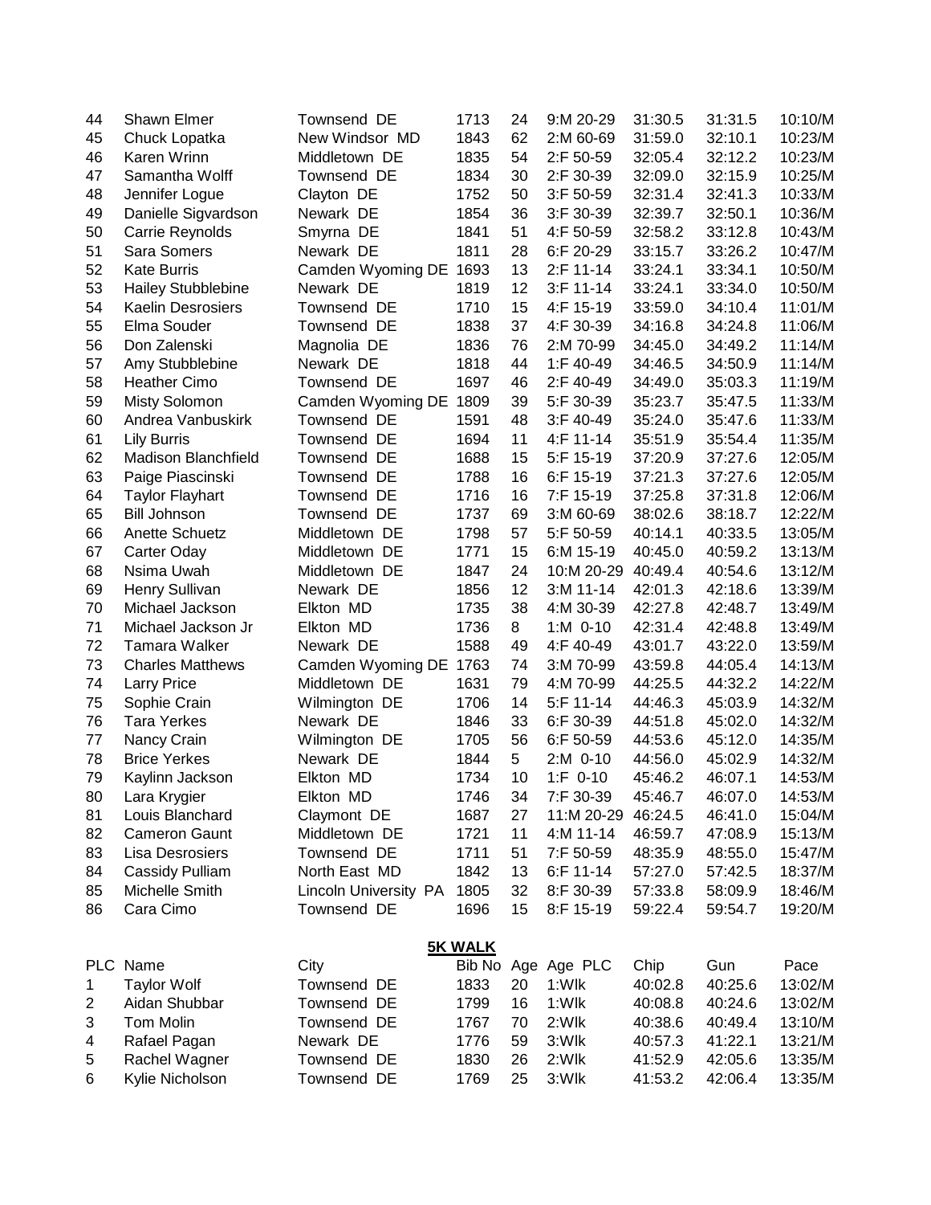| | | | | | | | | |
|---|---|---|---|---|---|---|---|---|
| 44 | Shawn Elmer | Townsend DE | 1713 | 24 | 9:M 20-29 | 31:30.5 | 31:31.5 | 10:10/M |
| 45 | Chuck Lopatka | New Windsor MD | 1843 | 62 | 2:M 60-69 | 31:59.0 | 32:10.1 | 10:23/M |
| 46 | Karen Wrinn | Middletown DE | 1835 | 54 | 2:F 50-59 | 32:05.4 | 32:12.2 | 10:23/M |
| 47 | Samantha Wolff | Townsend DE | 1834 | 30 | 2:F 30-39 | 32:09.0 | 32:15.9 | 10:25/M |
| 48 | Jennifer Logue | Clayton DE | 1752 | 50 | 3:F 50-59 | 32:31.4 | 32:41.3 | 10:33/M |
| 49 | Danielle Sigvardson | Newark DE | 1854 | 36 | 3:F 30-39 | 32:39.7 | 32:50.1 | 10:36/M |
| 50 | Carrie Reynolds | Smyrna DE | 1841 | 51 | 4:F 50-59 | 32:58.2 | 33:12.8 | 10:43/M |
| 51 | Sara Somers | Newark DE | 1811 | 28 | 6:F 20-29 | 33:15.7 | 33:26.2 | 10:47/M |
| 52 | Kate Burris | Camden Wyoming DE | 1693 | 13 | 2:F 11-14 | 33:24.1 | 33:34.1 | 10:50/M |
| 53 | Hailey Stubblebine | Newark DE | 1819 | 12 | 3:F 11-14 | 33:24.1 | 33:34.0 | 10:50/M |
| 54 | Kaelin Desrosiers | Townsend DE | 1710 | 15 | 4:F 15-19 | 33:59.0 | 34:10.4 | 11:01/M |
| 55 | Elma Souder | Townsend DE | 1838 | 37 | 4:F 30-39 | 34:16.8 | 34:24.8 | 11:06/M |
| 56 | Don Zalenski | Magnolia DE | 1836 | 76 | 2:M 70-99 | 34:45.0 | 34:49.2 | 11:14/M |
| 57 | Amy Stubblebine | Newark DE | 1818 | 44 | 1:F 40-49 | 34:46.5 | 34:50.9 | 11:14/M |
| 58 | Heather Cimo | Townsend DE | 1697 | 46 | 2:F 40-49 | 34:49.0 | 35:03.3 | 11:19/M |
| 59 | Misty Solomon | Camden Wyoming DE | 1809 | 39 | 5:F 30-39 | 35:23.7 | 35:47.5 | 11:33/M |
| 60 | Andrea Vanbuskirk | Townsend DE | 1591 | 48 | 3:F 40-49 | 35:24.0 | 35:47.6 | 11:33/M |
| 61 | Lily Burris | Townsend DE | 1694 | 11 | 4:F 11-14 | 35:51.9 | 35:54.4 | 11:35/M |
| 62 | Madison Blanchfield | Townsend DE | 1688 | 15 | 5:F 15-19 | 37:20.9 | 37:27.6 | 12:05/M |
| 63 | Paige Piascinski | Townsend DE | 1788 | 16 | 6:F 15-19 | 37:21.3 | 37:27.6 | 12:05/M |
| 64 | Taylor Flayhart | Townsend DE | 1716 | 16 | 7:F 15-19 | 37:25.8 | 37:31.8 | 12:06/M |
| 65 | Bill Johnson | Townsend DE | 1737 | 69 | 3:M 60-69 | 38:02.6 | 38:18.7 | 12:22/M |
| 66 | Anette Schuetz | Middletown DE | 1798 | 57 | 5:F 50-59 | 40:14.1 | 40:33.5 | 13:05/M |
| 67 | Carter Oday | Middletown DE | 1771 | 15 | 6:M 15-19 | 40:45.0 | 40:59.2 | 13:13/M |
| 68 | Nsima Uwah | Middletown DE | 1847 | 24 | 10:M 20-29 | 40:49.4 | 40:54.6 | 13:12/M |
| 69 | Henry Sullivan | Newark DE | 1856 | 12 | 3:M 11-14 | 42:01.3 | 42:18.6 | 13:39/M |
| 70 | Michael Jackson | Elkton MD | 1735 | 38 | 4:M 30-39 | 42:27.8 | 42:48.7 | 13:49/M |
| 71 | Michael Jackson Jr | Elkton MD | 1736 | 8 | 1:M 0-10 | 42:31.4 | 42:48.8 | 13:49/M |
| 72 | Tamara Walker | Newark DE | 1588 | 49 | 4:F 40-49 | 43:01.7 | 43:22.0 | 13:59/M |
| 73 | Charles Matthews | Camden Wyoming DE | 1763 | 74 | 3:M 70-99 | 43:59.8 | 44:05.4 | 14:13/M |
| 74 | Larry Price | Middletown DE | 1631 | 79 | 4:M 70-99 | 44:25.5 | 44:32.2 | 14:22/M |
| 75 | Sophie Crain | Wilmington DE | 1706 | 14 | 5:F 11-14 | 44:46.3 | 45:03.9 | 14:32/M |
| 76 | Tara Yerkes | Newark DE | 1846 | 33 | 6:F 30-39 | 44:51.8 | 45:02.0 | 14:32/M |
| 77 | Nancy Crain | Wilmington DE | 1705 | 56 | 6:F 50-59 | 44:53.6 | 45:12.0 | 14:35/M |
| 78 | Brice Yerkes | Newark DE | 1844 | 5 | 2:M 0-10 | 44:56.0 | 45:02.9 | 14:32/M |
| 79 | Kaylinn Jackson | Elkton MD | 1734 | 10 | 1:F 0-10 | 45:46.2 | 46:07.1 | 14:53/M |
| 80 | Lara Krygier | Elkton MD | 1746 | 34 | 7:F 30-39 | 45:46.7 | 46:07.0 | 14:53/M |
| 81 | Louis Blanchard | Claymont DE | 1687 | 27 | 11:M 20-29 | 46:24.5 | 46:41.0 | 15:04/M |
| 82 | Cameron Gaunt | Middletown DE | 1721 | 11 | 4:M 11-14 | 46:59.7 | 47:08.9 | 15:13/M |
| 83 | Lisa Desrosiers | Townsend DE | 1711 | 51 | 7:F 50-59 | 48:35.9 | 48:55.0 | 15:47/M |
| 84 | Cassidy Pulliam | North East MD | 1842 | 13 | 6:F 11-14 | 57:27.0 | 57:42.5 | 18:37/M |
| 85 | Michelle Smith | Lincoln University PA | 1805 | 32 | 8:F 30-39 | 57:33.8 | 58:09.9 | 18:46/M |
| 86 | Cara Cimo | Townsend DE | 1696 | 15 | 8:F 15-19 | 59:22.4 | 59:54.7 | 19:20/M |

**5K WALK**

| PLC | Name | City | Bib No | Age | Age PLC | Chip | Gun | Pace |
|---|---|---|---|---|---|---|---|---|
| 1 | Taylor Wolf | Townsend DE | 1833 | 20 | 1:Wlk | 40:02.8 | 40:25.6 | 13:02/M |
| 2 | Aidan Shubbar | Townsend DE | 1799 | 16 | 1:Wlk | 40:08.8 | 40:24.6 | 13:02/M |
| 3 | Tom Molin | Townsend DE | 1767 | 70 | 2:Wlk | 40:38.6 | 40:49.4 | 13:10/M |
| 4 | Rafael Pagan | Newark DE | 1776 | 59 | 3:Wlk | 40:57.3 | 41:22.1 | 13:21/M |
| 5 | Rachel Wagner | Townsend DE | 1830 | 26 | 2:Wlk | 41:52.9 | 42:05.6 | 13:35/M |
| 6 | Kylie Nicholson | Townsend DE | 1769 | 25 | 3:Wlk | 41:53.2 | 42:06.4 | 13:35/M |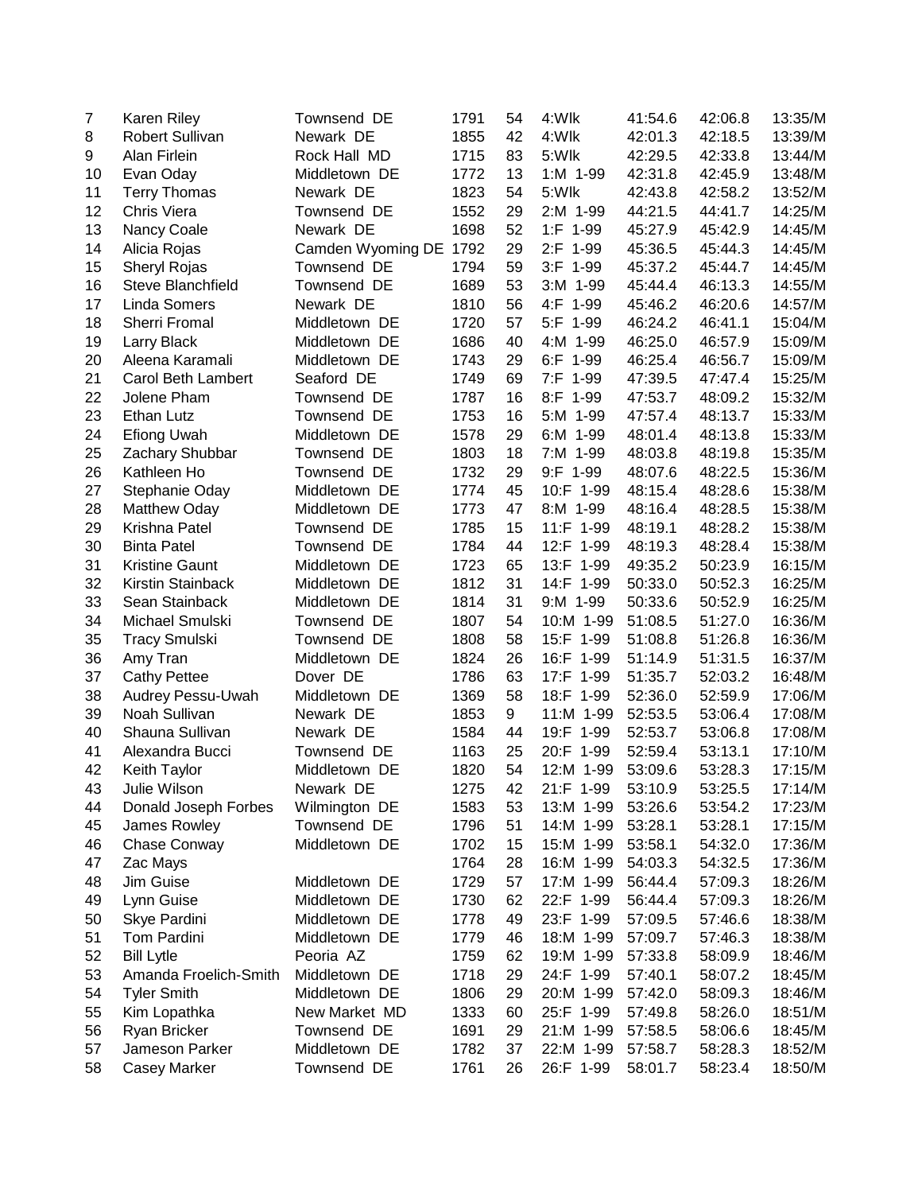| | | | | | | | | |
|---|---|---|---|---|---|---|---|---|
| 7 | Karen Riley | Townsend DE | 1791 | 54 | 4:Wlk | 41:54.6 | 42:06.8 | 13:35/M |
| 8 | Robert Sullivan | Newark DE | 1855 | 42 | 4:Wlk | 42:01.3 | 42:18.5 | 13:39/M |
| 9 | Alan Firlein | Rock Hall MD | 1715 | 83 | 5:Wlk | 42:29.5 | 42:33.8 | 13:44/M |
| 10 | Evan Oday | Middletown DE | 1772 | 13 | 1:M 1-99 | 42:31.8 | 42:45.9 | 13:48/M |
| 11 | Terry Thomas | Newark DE | 1823 | 54 | 5:Wlk | 42:43.8 | 42:58.2 | 13:52/M |
| 12 | Chris Viera | Townsend DE | 1552 | 29 | 2:M 1-99 | 44:21.5 | 44:41.7 | 14:25/M |
| 13 | Nancy Coale | Newark DE | 1698 | 52 | 1:F 1-99 | 45:27.9 | 45:42.9 | 14:45/M |
| 14 | Alicia Rojas | Camden Wyoming DE | 1792 | 29 | 2:F 1-99 | 45:36.5 | 45:44.3 | 14:45/M |
| 15 | Sheryl Rojas | Townsend DE | 1794 | 59 | 3:F 1-99 | 45:37.2 | 45:44.7 | 14:45/M |
| 16 | Steve Blanchfield | Townsend DE | 1689 | 53 | 3:M 1-99 | 45:44.4 | 46:13.3 | 14:55/M |
| 17 | Linda Somers | Newark DE | 1810 | 56 | 4:F 1-99 | 45:46.2 | 46:20.6 | 14:57/M |
| 18 | Sherri Fromal | Middletown DE | 1720 | 57 | 5:F 1-99 | 46:24.2 | 46:41.1 | 15:04/M |
| 19 | Larry Black | Middletown DE | 1686 | 40 | 4:M 1-99 | 46:25.0 | 46:57.9 | 15:09/M |
| 20 | Aleena Karamali | Middletown DE | 1743 | 29 | 6:F 1-99 | 46:25.4 | 46:56.7 | 15:09/M |
| 21 | Carol Beth Lambert | Seaford DE | 1749 | 69 | 7:F 1-99 | 47:39.5 | 47:47.4 | 15:25/M |
| 22 | Jolene Pham | Townsend DE | 1787 | 16 | 8:F 1-99 | 47:53.7 | 48:09.2 | 15:32/M |
| 23 | Ethan Lutz | Townsend DE | 1753 | 16 | 5:M 1-99 | 47:57.4 | 48:13.7 | 15:33/M |
| 24 | Efiong Uwah | Middletown DE | 1578 | 29 | 6:M 1-99 | 48:01.4 | 48:13.8 | 15:33/M |
| 25 | Zachary Shubbar | Townsend DE | 1803 | 18 | 7:M 1-99 | 48:03.8 | 48:19.8 | 15:35/M |
| 26 | Kathleen Ho | Townsend DE | 1732 | 29 | 9:F 1-99 | 48:07.6 | 48:22.5 | 15:36/M |
| 27 | Stephanie Oday | Middletown DE | 1774 | 45 | 10:F 1-99 | 48:15.4 | 48:28.6 | 15:38/M |
| 28 | Matthew Oday | Middletown DE | 1773 | 47 | 8:M 1-99 | 48:16.4 | 48:28.5 | 15:38/M |
| 29 | Krishna Patel | Townsend DE | 1785 | 15 | 11:F 1-99 | 48:19.1 | 48:28.2 | 15:38/M |
| 30 | Binta Patel | Townsend DE | 1784 | 44 | 12:F 1-99 | 48:19.3 | 48:28.4 | 15:38/M |
| 31 | Kristine Gaunt | Middletown DE | 1723 | 65 | 13:F 1-99 | 49:35.2 | 50:23.9 | 16:15/M |
| 32 | Kirstin Stainback | Middletown DE | 1812 | 31 | 14:F 1-99 | 50:33.0 | 50:52.3 | 16:25/M |
| 33 | Sean Stainback | Middletown DE | 1814 | 31 | 9:M 1-99 | 50:33.6 | 50:52.9 | 16:25/M |
| 34 | Michael Smulski | Townsend DE | 1807 | 54 | 10:M 1-99 | 51:08.5 | 51:27.0 | 16:36/M |
| 35 | Tracy Smulski | Townsend DE | 1808 | 58 | 15:F 1-99 | 51:08.8 | 51:26.8 | 16:36/M |
| 36 | Amy Tran | Middletown DE | 1824 | 26 | 16:F 1-99 | 51:14.9 | 51:31.5 | 16:37/M |
| 37 | Cathy Pettee | Dover DE | 1786 | 63 | 17:F 1-99 | 51:35.7 | 52:03.2 | 16:48/M |
| 38 | Audrey Pessu-Uwah | Middletown DE | 1369 | 58 | 18:F 1-99 | 52:36.0 | 52:59.9 | 17:06/M |
| 39 | Noah Sullivan | Newark DE | 1853 | 9 | 11:M 1-99 | 52:53.5 | 53:06.4 | 17:08/M |
| 40 | Shauna Sullivan | Newark DE | 1584 | 44 | 19:F 1-99 | 52:53.7 | 53:06.8 | 17:08/M |
| 41 | Alexandra Bucci | Townsend DE | 1163 | 25 | 20:F 1-99 | 52:59.4 | 53:13.1 | 17:10/M |
| 42 | Keith Taylor | Middletown DE | 1820 | 54 | 12:M 1-99 | 53:09.6 | 53:28.3 | 17:15/M |
| 43 | Julie Wilson | Newark DE | 1275 | 42 | 21:F 1-99 | 53:10.9 | 53:25.5 | 17:14/M |
| 44 | Donald Joseph Forbes | Wilmington DE | 1583 | 53 | 13:M 1-99 | 53:26.6 | 53:54.2 | 17:23/M |
| 45 | James Rowley | Townsend DE | 1796 | 51 | 14:M 1-99 | 53:28.1 | 53:28.1 | 17:15/M |
| 46 | Chase Conway | Middletown DE | 1702 | 15 | 15:M 1-99 | 53:58.1 | 54:32.0 | 17:36/M |
| 47 | Zac Mays | | 1764 | 28 | 16:M 1-99 | 54:03.3 | 54:32.5 | 17:36/M |
| 48 | Jim Guise | Middletown DE | 1729 | 57 | 17:M 1-99 | 56:44.4 | 57:09.3 | 18:26/M |
| 49 | Lynn Guise | Middletown DE | 1730 | 62 | 22:F 1-99 | 56:44.4 | 57:09.3 | 18:26/M |
| 50 | Skye Pardini | Middletown DE | 1778 | 49 | 23:F 1-99 | 57:09.5 | 57:46.6 | 18:38/M |
| 51 | Tom Pardini | Middletown DE | 1779 | 46 | 18:M 1-99 | 57:09.7 | 57:46.3 | 18:38/M |
| 52 | Bill Lytle | Peoria AZ | 1759 | 62 | 19:M 1-99 | 57:33.8 | 58:09.9 | 18:46/M |
| 53 | Amanda Froelich-Smith | Middletown DE | 1718 | 29 | 24:F 1-99 | 57:40.1 | 58:07.2 | 18:45/M |
| 54 | Tyler Smith | Middletown DE | 1806 | 29 | 20:M 1-99 | 57:42.0 | 58:09.3 | 18:46/M |
| 55 | Kim Lopathka | New Market MD | 1333 | 60 | 25:F 1-99 | 57:49.8 | 58:26.0 | 18:51/M |
| 56 | Ryan Bricker | Townsend DE | 1691 | 29 | 21:M 1-99 | 57:58.5 | 58:06.6 | 18:45/M |
| 57 | Jameson Parker | Middletown DE | 1782 | 37 | 22:M 1-99 | 57:58.7 | 58:28.3 | 18:52/M |
| 58 | Casey Marker | Townsend DE | 1761 | 26 | 26:F 1-99 | 58:01.7 | 58:23.4 | 18:50/M |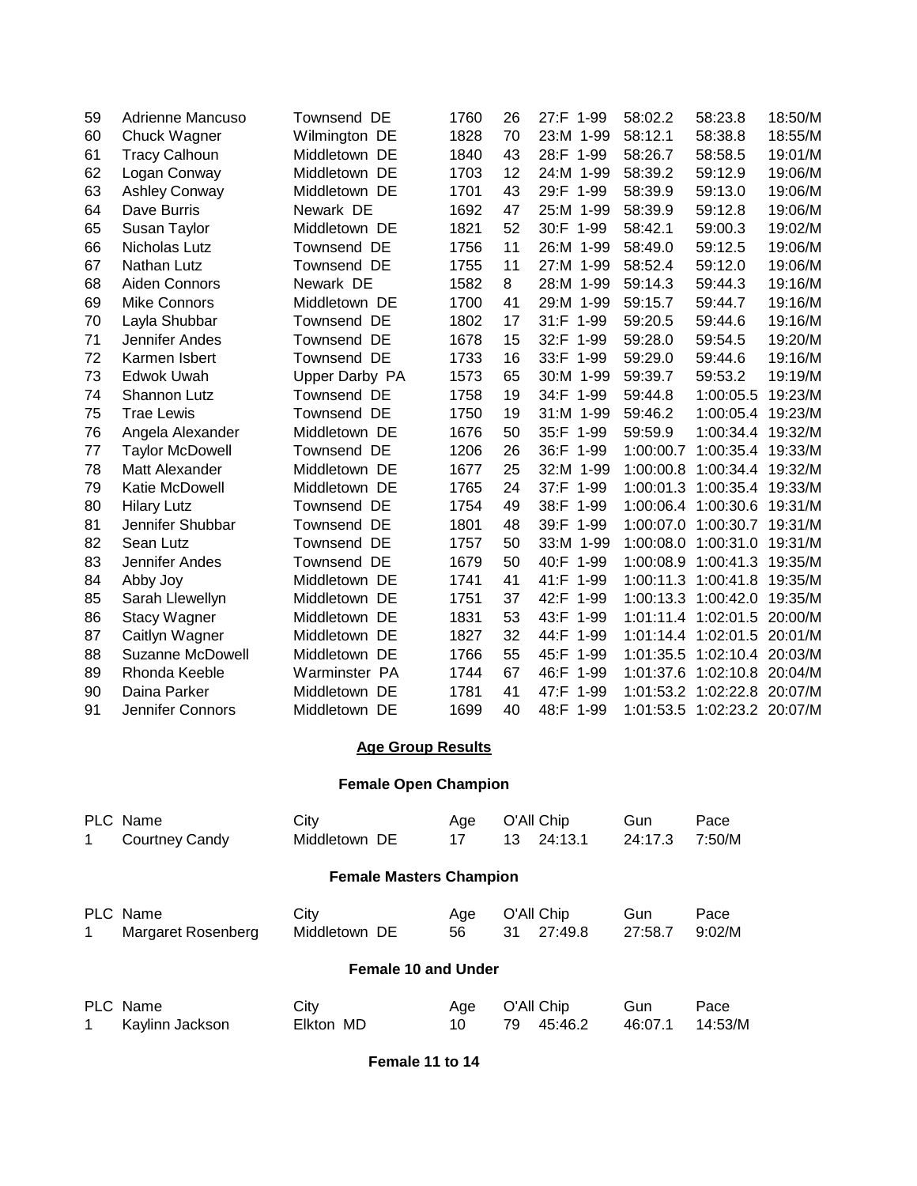| | | | | | | | | |
|---|---|---|---|---|---|---|---|---|
| 59 | Adrienne Mancuso | Townsend DE | 1760 | 26 | 27:F 1-99 | 58:02.2 | 58:23.8 | 18:50/M |
| 60 | Chuck Wagner | Wilmington DE | 1828 | 70 | 23:M 1-99 | 58:12.1 | 58:38.8 | 18:55/M |
| 61 | Tracy Calhoun | Middletown DE | 1840 | 43 | 28:F 1-99 | 58:26.7 | 58:58.5 | 19:01/M |
| 62 | Logan Conway | Middletown DE | 1703 | 12 | 24:M 1-99 | 58:39.2 | 59:12.9 | 19:06/M |
| 63 | Ashley Conway | Middletown DE | 1701 | 43 | 29:F 1-99 | 58:39.9 | 59:13.0 | 19:06/M |
| 64 | Dave Burris | Newark DE | 1692 | 47 | 25:M 1-99 | 58:39.9 | 59:12.8 | 19:06/M |
| 65 | Susan Taylor | Middletown DE | 1821 | 52 | 30:F 1-99 | 58:42.1 | 59:00.3 | 19:02/M |
| 66 | Nicholas Lutz | Townsend DE | 1756 | 11 | 26:M 1-99 | 58:49.0 | 59:12.5 | 19:06/M |
| 67 | Nathan Lutz | Townsend DE | 1755 | 11 | 27:M 1-99 | 58:52.4 | 59:12.0 | 19:06/M |
| 68 | Aiden Connors | Newark DE | 1582 | 8 | 28:M 1-99 | 59:14.3 | 59:44.3 | 19:16/M |
| 69 | Mike Connors | Middletown DE | 1700 | 41 | 29:M 1-99 | 59:15.7 | 59:44.7 | 19:16/M |
| 70 | Layla Shubbar | Townsend DE | 1802 | 17 | 31:F 1-99 | 59:20.5 | 59:44.6 | 19:16/M |
| 71 | Jennifer Andes | Townsend DE | 1678 | 15 | 32:F 1-99 | 59:28.0 | 59:54.5 | 19:20/M |
| 72 | Karmen Isbert | Townsend DE | 1733 | 16 | 33:F 1-99 | 59:29.0 | 59:44.6 | 19:16/M |
| 73 | Edwok Uwah | Upper Darby PA | 1573 | 65 | 30:M 1-99 | 59:39.7 | 59:53.2 | 19:19/M |
| 74 | Shannon Lutz | Townsend DE | 1758 | 19 | 34:F 1-99 | 59:44.8 | 1:00:05.5 | 19:23/M |
| 75 | Trae Lewis | Townsend DE | 1750 | 19 | 31:M 1-99 | 59:46.2 | 1:00:05.4 | 19:23/M |
| 76 | Angela Alexander | Middletown DE | 1676 | 50 | 35:F 1-99 | 59:59.9 | 1:00:34.4 | 19:32/M |
| 77 | Taylor McDowell | Townsend DE | 1206 | 26 | 36:F 1-99 | 1:00:00.7 | 1:00:35.4 | 19:33/M |
| 78 | Matt Alexander | Middletown DE | 1677 | 25 | 32:M 1-99 | 1:00:00.8 | 1:00:34.4 | 19:32/M |
| 79 | Katie McDowell | Middletown DE | 1765 | 24 | 37:F 1-99 | 1:00:01.3 | 1:00:35.4 | 19:33/M |
| 80 | Hilary Lutz | Townsend DE | 1754 | 49 | 38:F 1-99 | 1:00:06.4 | 1:00:30.6 | 19:31/M |
| 81 | Jennifer Shubbar | Townsend DE | 1801 | 48 | 39:F 1-99 | 1:00:07.0 | 1:00:30.7 | 19:31/M |
| 82 | Sean Lutz | Townsend DE | 1757 | 50 | 33:M 1-99 | 1:00:08.0 | 1:00:31.0 | 19:31/M |
| 83 | Jennifer Andes | Townsend DE | 1679 | 50 | 40:F 1-99 | 1:00:08.9 | 1:00:41.3 | 19:35/M |
| 84 | Abby Joy | Middletown DE | 1741 | 41 | 41:F 1-99 | 1:00:11.3 | 1:00:41.8 | 19:35/M |
| 85 | Sarah Llewellyn | Middletown DE | 1751 | 37 | 42:F 1-99 | 1:00:13.3 | 1:00:42.0 | 19:35/M |
| 86 | Stacy Wagner | Middletown DE | 1831 | 53 | 43:F 1-99 | 1:01:11.4 | 1:02:01.5 | 20:00/M |
| 87 | Caitlyn Wagner | Middletown DE | 1827 | 32 | 44:F 1-99 | 1:01:14.4 | 1:02:01.5 | 20:01/M |
| 88 | Suzanne McDowell | Middletown DE | 1766 | 55 | 45:F 1-99 | 1:01:35.5 | 1:02:10.4 | 20:03/M |
| 89 | Rhonda Keeble | Warminster PA | 1744 | 67 | 46:F 1-99 | 1:01:37.6 | 1:02:10.8 | 20:04/M |
| 90 | Daina Parker | Middletown DE | 1781 | 41 | 47:F 1-99 | 1:01:53.2 | 1:02:22.8 | 20:07/M |
| 91 | Jennifer Connors | Middletown DE | 1699 | 40 | 48:F 1-99 | 1:01:53.5 | 1:02:23.2 | 20:07/M |

## Age Group Results

### Female Open Champion

| PLC | Name | City | Age | O'All | Chip | Gun | Pace |
|---|---|---|---|---|---|---|---|
| 1 | Courtney Candy | Middletown DE | 17 | 13 | 24:13.1 | 24:17.3 | 7:50/M |

### Female Masters Champion

| PLC | Name | City | Age | O'All | Chip | Gun | Pace |
|---|---|---|---|---|---|---|---|
| 1 | Margaret Rosenberg | Middletown DE | 56 | 31 | 27:49.8 | 27:58.7 | 9:02/M |

### Female 10 and Under

| PLC | Name | City | Age | O'All | Chip | Gun | Pace |
|---|---|---|---|---|---|---|---|
| 1 | Kaylinn Jackson | Elkton MD | 10 | 79 | 45:46.2 | 46:07.1 | 14:53/M |

### Female 11 to 14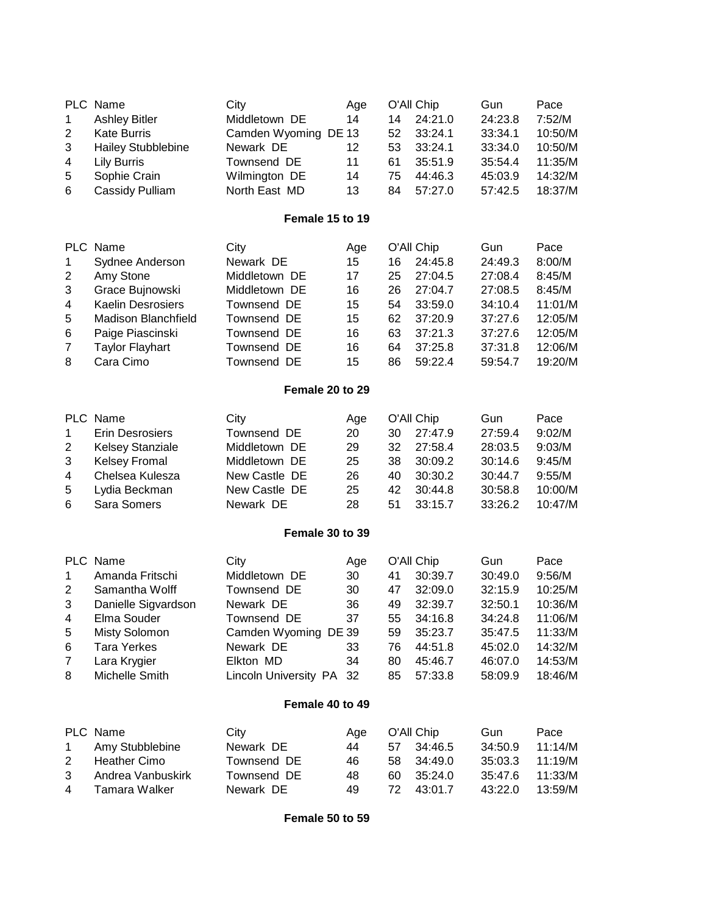| PLC | Name | City | Age | O'All | Chip | Gun | Pace |
|---|---|---|---|---|---|---|---|
| 1 | Ashley Bitler | Middletown DE | 14 | 14 | 24:21.0 | 24:23.8 | 7:52/M |
| 2 | Kate Burris | Camden Wyoming DE | 13 | 52 | 33:24.1 | 33:34.1 | 10:50/M |
| 3 | Hailey Stubblebine | Newark DE | 12 | 53 | 33:24.1 | 33:34.0 | 10:50/M |
| 4 | Lily Burris | Townsend DE | 11 | 61 | 35:51.9 | 35:54.4 | 11:35/M |
| 5 | Sophie Crain | Wilmington DE | 14 | 75 | 44:46.3 | 45:03.9 | 14:32/M |
| 6 | Cassidy Pulliam | North East MD | 13 | 84 | 57:27.0 | 57:42.5 | 18:37/M |

**Female 15 to 19**

| PLC | Name | City | Age | O'All | Chip | Gun | Pace |
|---|---|---|---|---|---|---|---|
| 1 | Sydnee Anderson | Newark DE | 15 | 16 | 24:45.8 | 24:49.3 | 8:00/M |
| 2 | Amy Stone | Middletown DE | 17 | 25 | 27:04.5 | 27:08.4 | 8:45/M |
| 3 | Grace Bujnowski | Middletown DE | 16 | 26 | 27:04.7 | 27:08.5 | 8:45/M |
| 4 | Kaelin Desrosiers | Townsend DE | 15 | 54 | 33:59.0 | 34:10.4 | 11:01/M |
| 5 | Madison Blanchfield | Townsend DE | 15 | 62 | 37:20.9 | 37:27.6 | 12:05/M |
| 6 | Paige Piascinski | Townsend DE | 16 | 63 | 37:21.3 | 37:27.6 | 12:05/M |
| 7 | Taylor Flayhart | Townsend DE | 16 | 64 | 37:25.8 | 37:31.8 | 12:06/M |
| 8 | Cara Cimo | Townsend DE | 15 | 86 | 59:22.4 | 59:54.7 | 19:20/M |

**Female 20 to 29**

| PLC | Name | City | Age | O'All | Chip | Gun | Pace |
|---|---|---|---|---|---|---|---|
| 1 | Erin Desrosiers | Townsend DE | 20 | 30 | 27:47.9 | 27:59.4 | 9:02/M |
| 2 | Kelsey Stanziale | Middletown DE | 29 | 32 | 27:58.4 | 28:03.5 | 9:03/M |
| 3 | Kelsey Fromal | Middletown DE | 25 | 38 | 30:09.2 | 30:14.6 | 9:45/M |
| 4 | Chelsea Kulesza | New Castle DE | 26 | 40 | 30:30.2 | 30:44.7 | 9:55/M |
| 5 | Lydia Beckman | New Castle DE | 25 | 42 | 30:44.8 | 30:58.8 | 10:00/M |
| 6 | Sara Somers | Newark DE | 28 | 51 | 33:15.7 | 33:26.2 | 10:47/M |

**Female 30 to 39**

| PLC | Name | City | Age | O'All | Chip | Gun | Pace |
|---|---|---|---|---|---|---|---|
| 1 | Amanda Fritschi | Middletown DE | 30 | 41 | 30:39.7 | 30:49.0 | 9:56/M |
| 2 | Samantha Wolff | Townsend DE | 30 | 47 | 32:09.0 | 32:15.9 | 10:25/M |
| 3 | Danielle Sigvardson | Newark DE | 36 | 49 | 32:39.7 | 32:50.1 | 10:36/M |
| 4 | Elma Souder | Townsend DE | 37 | 55 | 34:16.8 | 34:24.8 | 11:06/M |
| 5 | Misty Solomon | Camden Wyoming DE | 39 | 59 | 35:23.7 | 35:47.5 | 11:33/M |
| 6 | Tara Yerkes | Newark DE | 33 | 76 | 44:51.8 | 45:02.0 | 14:32/M |
| 7 | Lara Krygier | Elkton MD | 34 | 80 | 45:46.7 | 46:07.0 | 14:53/M |
| 8 | Michelle Smith | Lincoln University PA | 32 | 85 | 57:33.8 | 58:09.9 | 18:46/M |

**Female 40 to 49**

| PLC | Name | City | Age | O'All | Chip | Gun | Pace |
|---|---|---|---|---|---|---|---|
| 1 | Amy Stubblebine | Newark DE | 44 | 57 | 34:46.5 | 34:50.9 | 11:14/M |
| 2 | Heather Cimo | Townsend DE | 46 | 58 | 34:49.0 | 35:03.3 | 11:19/M |
| 3 | Andrea Vanbuskirk | Townsend DE | 48 | 60 | 35:24.0 | 35:47.6 | 11:33/M |
| 4 | Tamara Walker | Newark DE | 49 | 72 | 43:01.7 | 43:22.0 | 13:59/M |

**Female 50 to 59**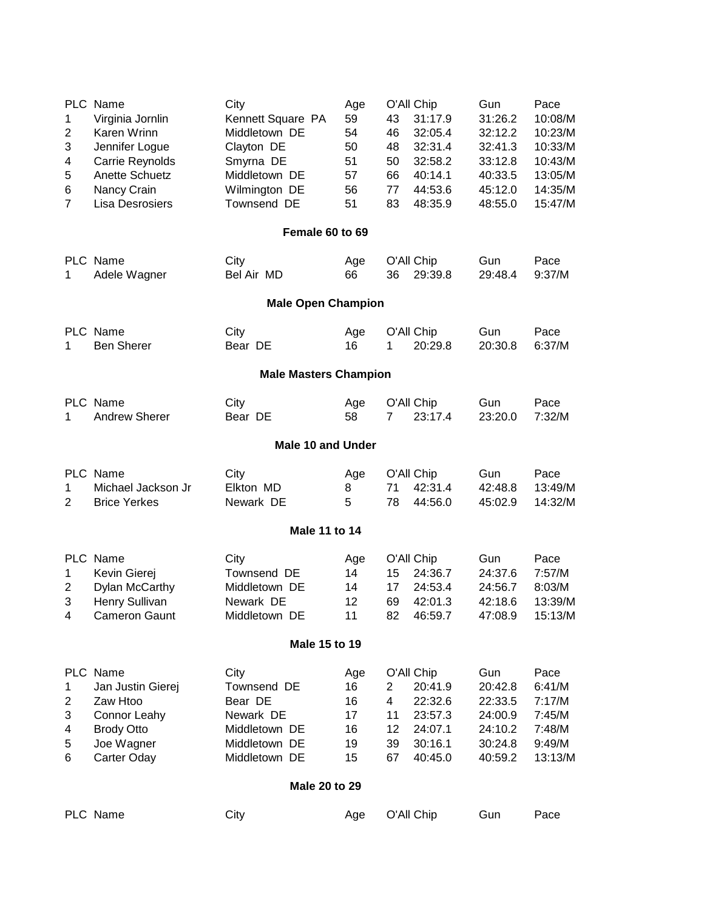| PLC | Name | City | Age | O'All | Chip | Gun | Pace |
|---|---|---|---|---|---|---|---|
| 1 | Virginia Jornlin | Kennett Square PA | 59 | 43 | 31:17.9 | 31:26.2 | 10:08/M |
| 2 | Karen Wrinn | Middletown DE | 54 | 46 | 32:05.4 | 32:12.2 | 10:23/M |
| 3 | Jennifer Logue | Clayton DE | 50 | 48 | 32:31.4 | 32:41.3 | 10:33/M |
| 4 | Carrie Reynolds | Smyrna DE | 51 | 50 | 32:58.2 | 33:12.8 | 10:43/M |
| 5 | Anette Schuetz | Middletown DE | 57 | 66 | 40:14.1 | 40:33.5 | 13:05/M |
| 6 | Nancy Crain | Wilmington DE | 56 | 77 | 44:53.6 | 45:12.0 | 14:35/M |
| 7 | Lisa Desrosiers | Townsend DE | 51 | 83 | 48:35.9 | 48:55.0 | 15:47/M |

**Female 60 to 69**

| PLC | Name | City | Age | O'All | Chip | Gun | Pace |
|---|---|---|---|---|---|---|---|
| 1 | Adele Wagner | Bel Air MD | 66 | 36 | 29:39.8 | 29:48.4 | 9:37/M |

**Male Open Champion**

| PLC | Name | City | Age | O'All | Chip | Gun | Pace |
|---|---|---|---|---|---|---|---|
| 1 | Ben Sherer | Bear DE | 16 | 1 | 20:29.8 | 20:30.8 | 6:37/M |

**Male Masters Champion**

| PLC | Name | City | Age | O'All | Chip | Gun | Pace |
|---|---|---|---|---|---|---|---|
| 1 | Andrew Sherer | Bear DE | 58 | 7 | 23:17.4 | 23:20.0 | 7:32/M |

**Male 10 and Under**

| PLC | Name | City | Age | O'All | Chip | Gun | Pace |
|---|---|---|---|---|---|---|---|
| 1 | Michael Jackson Jr | Elkton MD | 8 | 71 | 42:31.4 | 42:48.8 | 13:49/M |
| 2 | Brice Yerkes | Newark DE | 5 | 78 | 44:56.0 | 45:02.9 | 14:32/M |

**Male 11 to 14**

| PLC | Name | City | Age | O'All | Chip | Gun | Pace |
|---|---|---|---|---|---|---|---|
| 1 | Kevin Gierej | Townsend DE | 14 | 15 | 24:36.7 | 24:37.6 | 7:57/M |
| 2 | Dylan McCarthy | Middletown DE | 14 | 17 | 24:53.4 | 24:56.7 | 8:03/M |
| 3 | Henry Sullivan | Newark DE | 12 | 69 | 42:01.3 | 42:18.6 | 13:39/M |
| 4 | Cameron Gaunt | Middletown DE | 11 | 82 | 46:59.7 | 47:08.9 | 15:13/M |

**Male 15 to 19**

| PLC | Name | City | Age | O'All | Chip | Gun | Pace |
|---|---|---|---|---|---|---|---|
| 1 | Jan Justin Gierej | Townsend DE | 16 | 2 | 20:41.9 | 20:42.8 | 6:41/M |
| 2 | Zaw Htoo | Bear DE | 16 | 4 | 22:32.6 | 22:33.5 | 7:17/M |
| 3 | Connor Leahy | Newark DE | 17 | 11 | 23:57.3 | 24:00.9 | 7:45/M |
| 4 | Brody Otto | Middletown DE | 16 | 12 | 24:07.1 | 24:10.2 | 7:48/M |
| 5 | Joe Wagner | Middletown DE | 19 | 39 | 30:16.1 | 30:24.8 | 9:49/M |
| 6 | Carter Oday | Middletown DE | 15 | 67 | 40:45.0 | 40:59.2 | 13:13/M |

**Male 20 to 29**

| PLC | Name | City | Age | O'All | Chip | Gun | Pace |
|---|---|---|---|---|---|---|---|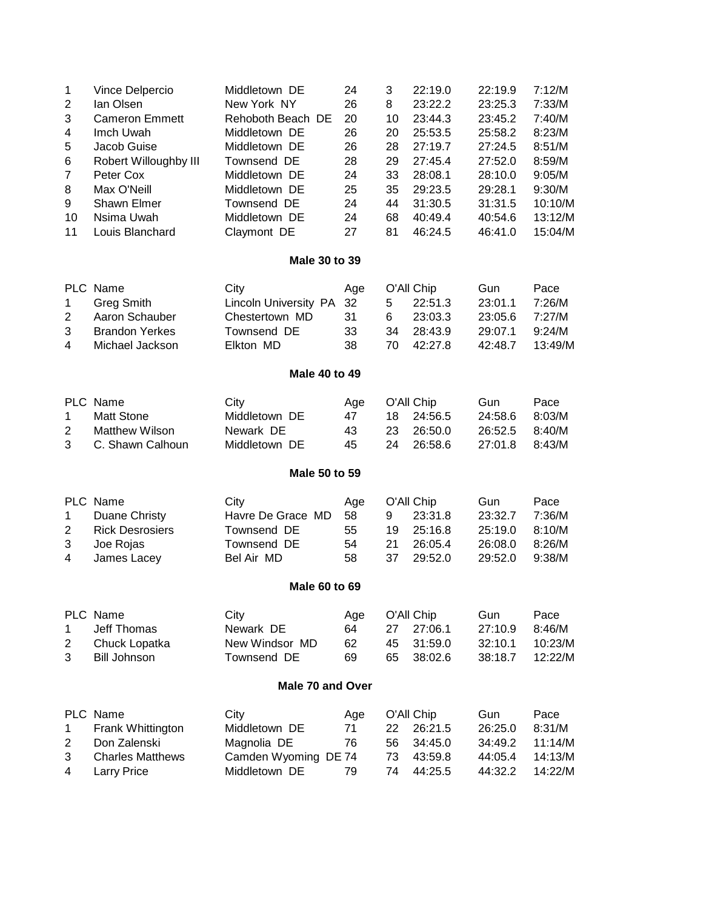| | | | | | | | |
|---|---|---|---|---|---|---|---|
| 1 | Vince Delpercio | Middletown DE | 24 | 3 | 22:19.0 | 22:19.9 | 7:12/M |
| 2 | Ian Olsen | New York NY | 26 | 8 | 23:22.2 | 23:25.3 | 7:33/M |
| 3 | Cameron Emmett | Rehoboth Beach DE | 20 | 10 | 23:44.3 | 23:45.2 | 7:40/M |
| 4 | Imch Uwah | Middletown DE | 26 | 20 | 25:53.5 | 25:58.2 | 8:23/M |
| 5 | Jacob Guise | Middletown DE | 26 | 28 | 27:19.7 | 27:24.5 | 8:51/M |
| 6 | Robert Willoughby III | Townsend DE | 28 | 29 | 27:45.4 | 27:52.0 | 8:59/M |
| 7 | Peter Cox | Middletown DE | 24 | 33 | 28:08.1 | 28:10.0 | 9:05/M |
| 8 | Max O'Neill | Middletown DE | 25 | 35 | 29:23.5 | 29:28.1 | 9:30/M |
| 9 | Shawn Elmer | Townsend DE | 24 | 44 | 31:30.5 | 31:31.5 | 10:10/M |
| 10 | Nsima Uwah | Middletown DE | 24 | 68 | 40:49.4 | 40:54.6 | 13:12/M |
| 11 | Louis Blanchard | Claymont DE | 27 | 81 | 46:24.5 | 46:41.0 | 15:04/M |

**Male 30 to 39**

| PLC | Name | City | Age | O'All | Chip | Gun | Pace |
|---|---|---|---|---|---|---|---|
| 1 | Greg Smith | Lincoln University PA | 32 | 5 | 22:51.3 | 23:01.1 | 7:26/M |
| 2 | Aaron Schauber | Chestertown MD | 31 | 6 | 23:03.3 | 23:05.6 | 7:27/M |
| 3 | Brandon Yerkes | Townsend DE | 33 | 34 | 28:43.9 | 29:07.1 | 9:24/M |
| 4 | Michael Jackson | Elkton MD | 38 | 70 | 42:27.8 | 42:48.7 | 13:49/M |

**Male 40 to 49**

| PLC | Name | City | Age | O'All | Chip | Gun | Pace |
|---|---|---|---|---|---|---|---|
| 1 | Matt Stone | Middletown DE | 47 | 18 | 24:56.5 | 24:58.6 | 8:03/M |
| 2 | Matthew Wilson | Newark DE | 43 | 23 | 26:50.0 | 26:52.5 | 8:40/M |
| 3 | C. Shawn Calhoun | Middletown DE | 45 | 24 | 26:58.6 | 27:01.8 | 8:43/M |

**Male 50 to 59**

| PLC | Name | City | Age | O'All | Chip | Gun | Pace |
|---|---|---|---|---|---|---|---|
| 1 | Duane Christy | Havre De Grace MD | 58 | 9 | 23:31.8 | 23:32.7 | 7:36/M |
| 2 | Rick Desrosiers | Townsend DE | 55 | 19 | 25:16.8 | 25:19.0 | 8:10/M |
| 3 | Joe Rojas | Townsend DE | 54 | 21 | 26:05.4 | 26:08.0 | 8:26/M |
| 4 | James Lacey | Bel Air MD | 58 | 37 | 29:52.0 | 29:52.0 | 9:38/M |

**Male 60 to 69**

| PLC | Name | City | Age | O'All | Chip | Gun | Pace |
|---|---|---|---|---|---|---|---|
| 1 | Jeff Thomas | Newark DE | 64 | 27 | 27:06.1 | 27:10.9 | 8:46/M |
| 2 | Chuck Lopatka | New Windsor MD | 62 | 45 | 31:59.0 | 32:10.1 | 10:23/M |
| 3 | Bill Johnson | Townsend DE | 69 | 65 | 38:02.6 | 38:18.7 | 12:22/M |

**Male 70 and Over**

| PLC | Name | City | Age | O'All | Chip | Gun | Pace |
|---|---|---|---|---|---|---|---|
| 1 | Frank Whittington | Middletown DE | 71 | 22 | 26:21.5 | 26:25.0 | 8:31/M |
| 2 | Don Zalenski | Magnolia DE | 76 | 56 | 34:45.0 | 34:49.2 | 11:14/M |
| 3 | Charles Matthews | Camden Wyoming DE | 74 | 73 | 43:59.8 | 44:05.4 | 14:13/M |
| 4 | Larry Price | Middletown DE | 79 | 74 | 44:25.5 | 44:32.2 | 14:22/M |